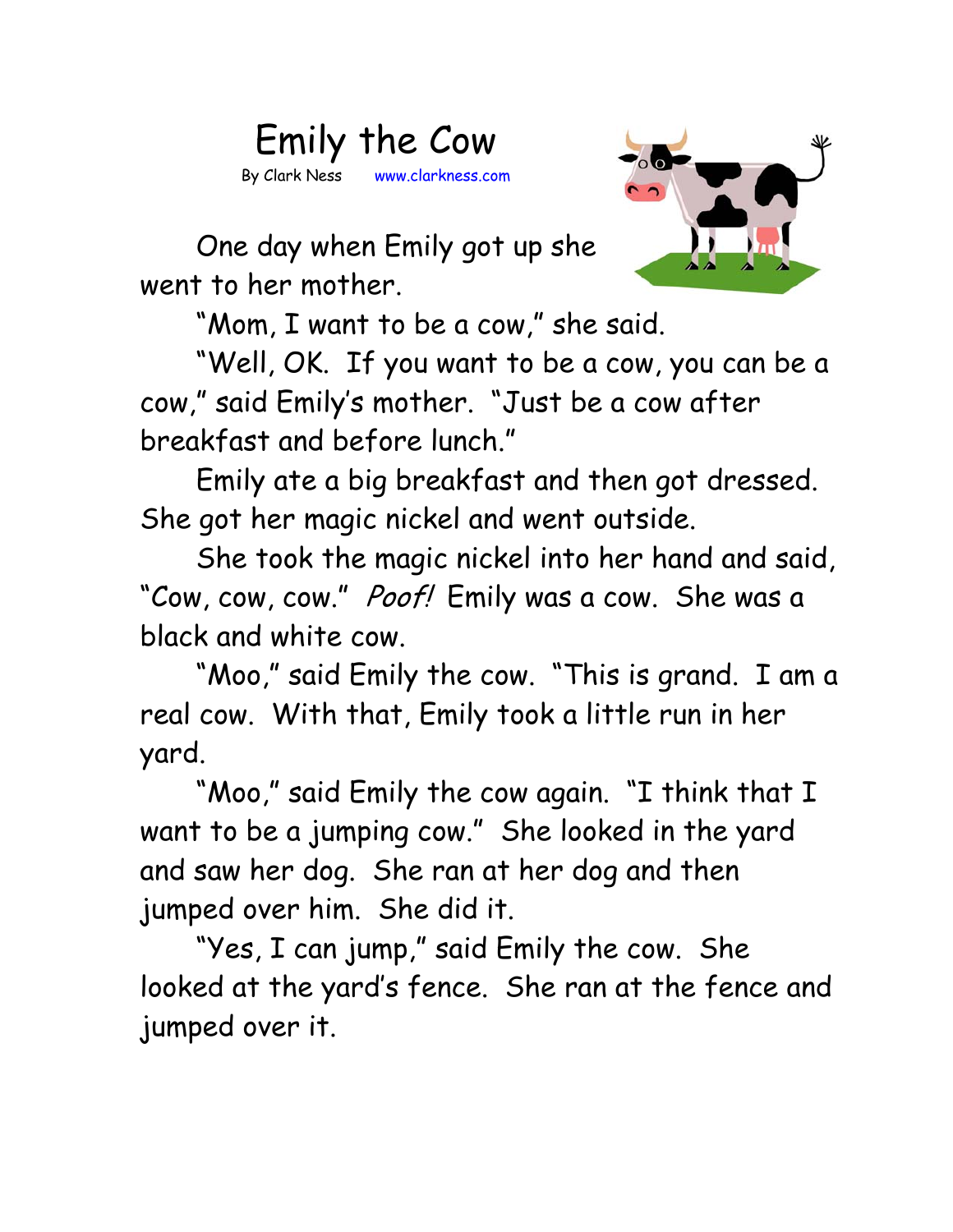# Emily the Cow

By Clark Ness www.clarkness.com

One day when Emily got up she went to her mother.

"Mom, I want to be a cow," she said.

"Well, OK. If you want to be a cow, you can be a cow," said Emily's mother. "Just be a cow after breakfast and before lunch."

Emily ate a big breakfast and then got dressed. She got her magic nickel and went outside.

She took the magic nickel into her hand and said, "Cow, cow, cow." *Poof!* Emily was a cow. She was a black and white cow.

"Moo," said Emily the cow. "This is grand. I am a real cow. With that, Emily took a little run in her yard.

"Moo," said Emily the cow again. "I think that I want to be a jumping cow." She looked in the yard and saw her dog. She ran at her dog and then jumped over him. She did it.

"Yes, I can jump," said Emily the cow. She looked at the yard's fence. She ran at the fence and jumped over it.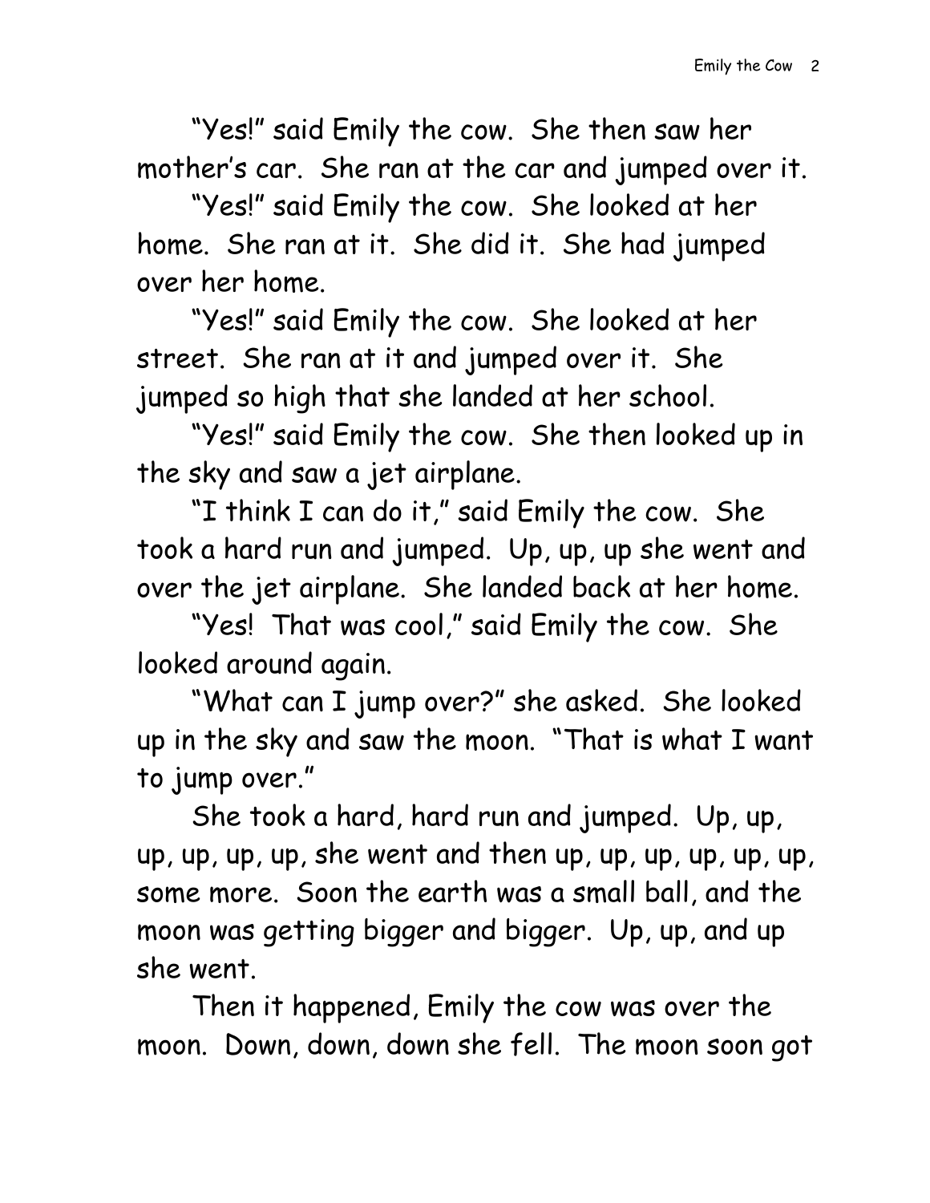"Yes!" said Emily the cow. She then saw her mother's car. She ran at the car and jumped over it.

"Yes!" said Emily the cow. She looked at her home. She ran at it. She did it. She had jumped over her home.

"Yes!" said Emily the cow. She looked at her street. She ran at it and jumped over it. She jumped so high that she landed at her school.

"Yes!" said Emily the cow. She then looked up in the sky and saw a jet airplane.

"I think I can do it," said Emily the cow. She took a hard run and jumped. Up, up, up she went and over the jet airplane. She landed back at her home.

"Yes! That was cool," said Emily the cow. She looked around again.

"What can I jump over?" she asked. She looked up in the sky and saw the moon. "That is what I want to jump over."

She took a hard, hard run and jumped. Up, up, up, up, up, up, she went and then up, up, up, up, up, up, some more. Soon the earth was a small ball, and the moon was getting bigger and bigger. Up, up, and up she went.

Then it happened, Emily the cow was over the moon. Down, down, down she fell. The moon soon got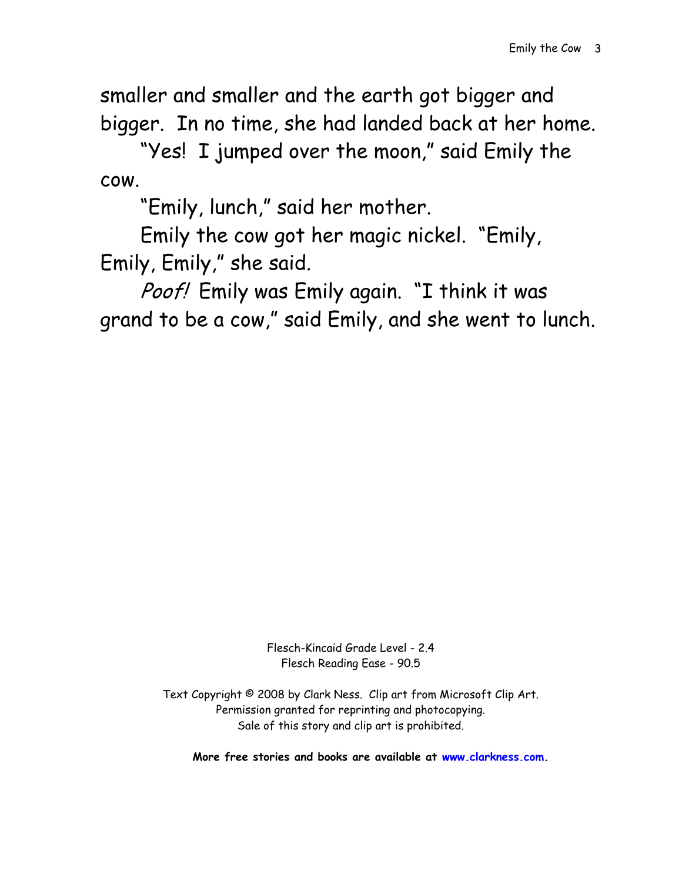smaller and smaller and the earth got bigger and bigger. In no time, she had landed back at her home.

"Yes! I jumped over the moon," said Emily the cow.

"Emily, lunch," said her mother.

Emily the cow got her magic nickel. "Emily, Emily, Emily," she said.

*Poof!* Emily was Emily again. "I think it was grand to be a cow," said Emily, and she went to lunch.

Flesch-Kincaid Grade Level - 2.4
Flesch Reading Ease - 90.5

Text Copyright © 2008 by Clark Ness. Clip art from Microsoft Clip Art.
Permission granted for reprinting and photocopying.
Sale of this story and clip art is prohibited.

**More free stories and books are available at www.clarkness.com.**